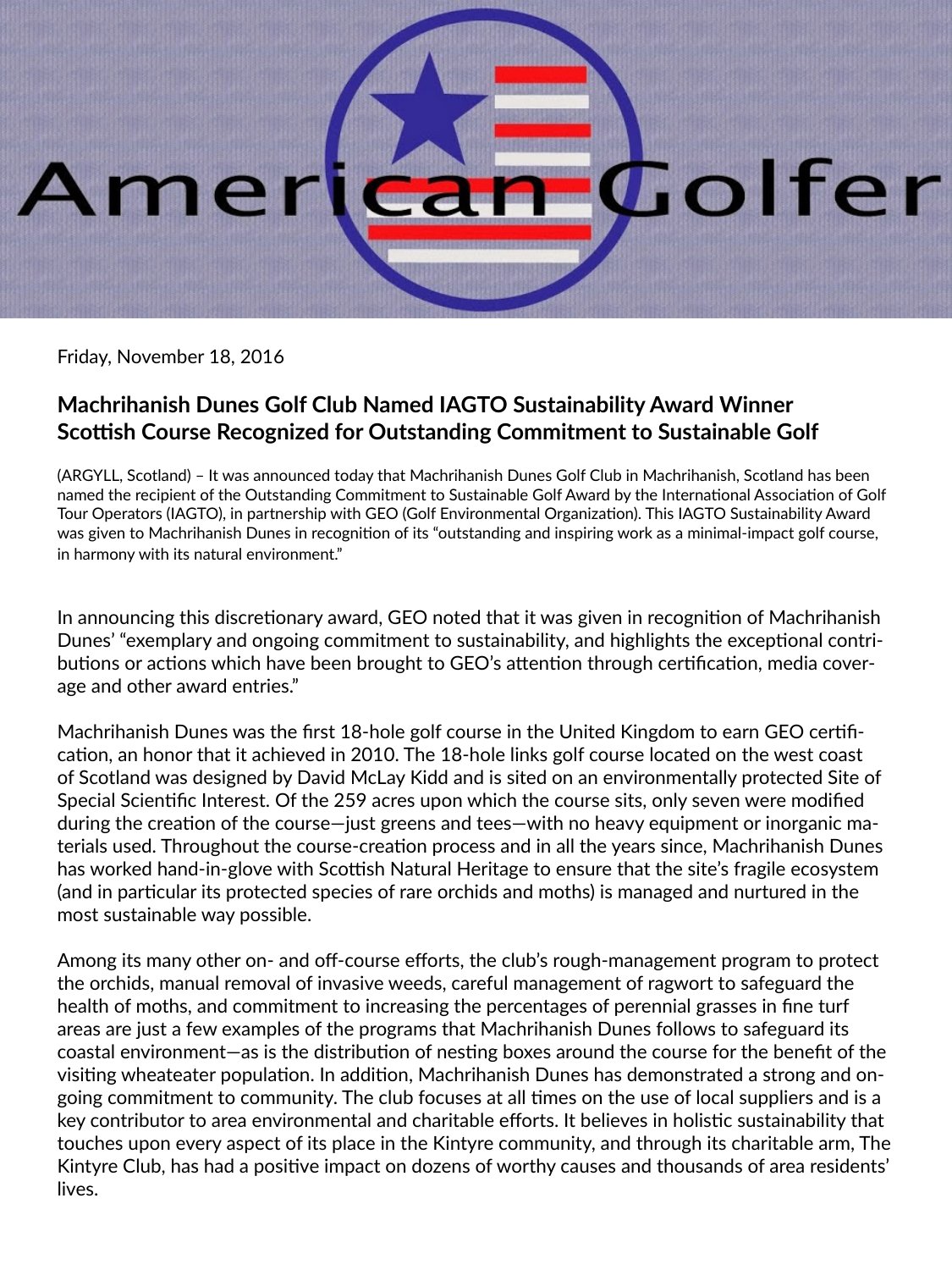American Golfer

Friday, November 18, 2016

## Machrihanish Dunes Golf Club Named IAGTO Sustainability Award Winner
## Scottish Course Recognized for Outstanding Commitment to Sustainable Golf

(ARGYLL, Scotland) – It was announced today that Machrihanish Dunes Golf Club in Machrihanish, Scotland has been named the recipient of the Outstanding Commitment to Sustainable Golf Award by the International Association of Golf Tour Operators (IAGTO), in partnership with GEO (Golf Environmental Organization). This IAGTO Sustainability Award was given to Machrihanish Dunes in recognition of its "outstanding and inspiring work as a minimal-impact golf course, in harmony with its natural environment."

In announcing this discretionary award, GEO noted that it was given in recognition of Machrihanish Dunes' "exemplary and ongoing commitment to sustainability, and highlights the exceptional contributions or actions which have been brought to GEO's attention through certification, media coverage and other award entries."

Machrihanish Dunes was the first 18-hole golf course in the United Kingdom to earn GEO certification, an honor that it achieved in 2010. The 18-hole links golf course located on the west coast of Scotland was designed by David McLay Kidd and is sited on an environmentally protected Site of Special Scientific Interest. Of the 259 acres upon which the course sits, only seven were modified during the creation of the course—just greens and tees—with no heavy equipment or inorganic materials used. Throughout the course-creation process and in all the years since, Machrihanish Dunes has worked hand-in-glove with Scottish Natural Heritage to ensure that the site's fragile ecosystem (and in particular its protected species of rare orchids and moths) is managed and nurtured in the most sustainable way possible.

Among its many other on- and off-course efforts, the club's rough-management program to protect the orchids, manual removal of invasive weeds, careful management of ragwort to safeguard the health of moths, and commitment to increasing the percentages of perennial grasses in fine turf areas are just a few examples of the programs that Machrihanish Dunes follows to safeguard its coastal environment—as is the distribution of nesting boxes around the course for the benefit of the visiting wheateater population. In addition, Machrihanish Dunes has demonstrated a strong and ongoing commitment to community. The club focuses at all times on the use of local suppliers and is a key contributor to area environmental and charitable efforts. It believes in holistic sustainability that touches upon every aspect of its place in the Kintyre community, and through its charitable arm, The Kintyre Club, has had a positive impact on dozens of worthy causes and thousands of area residents' lives.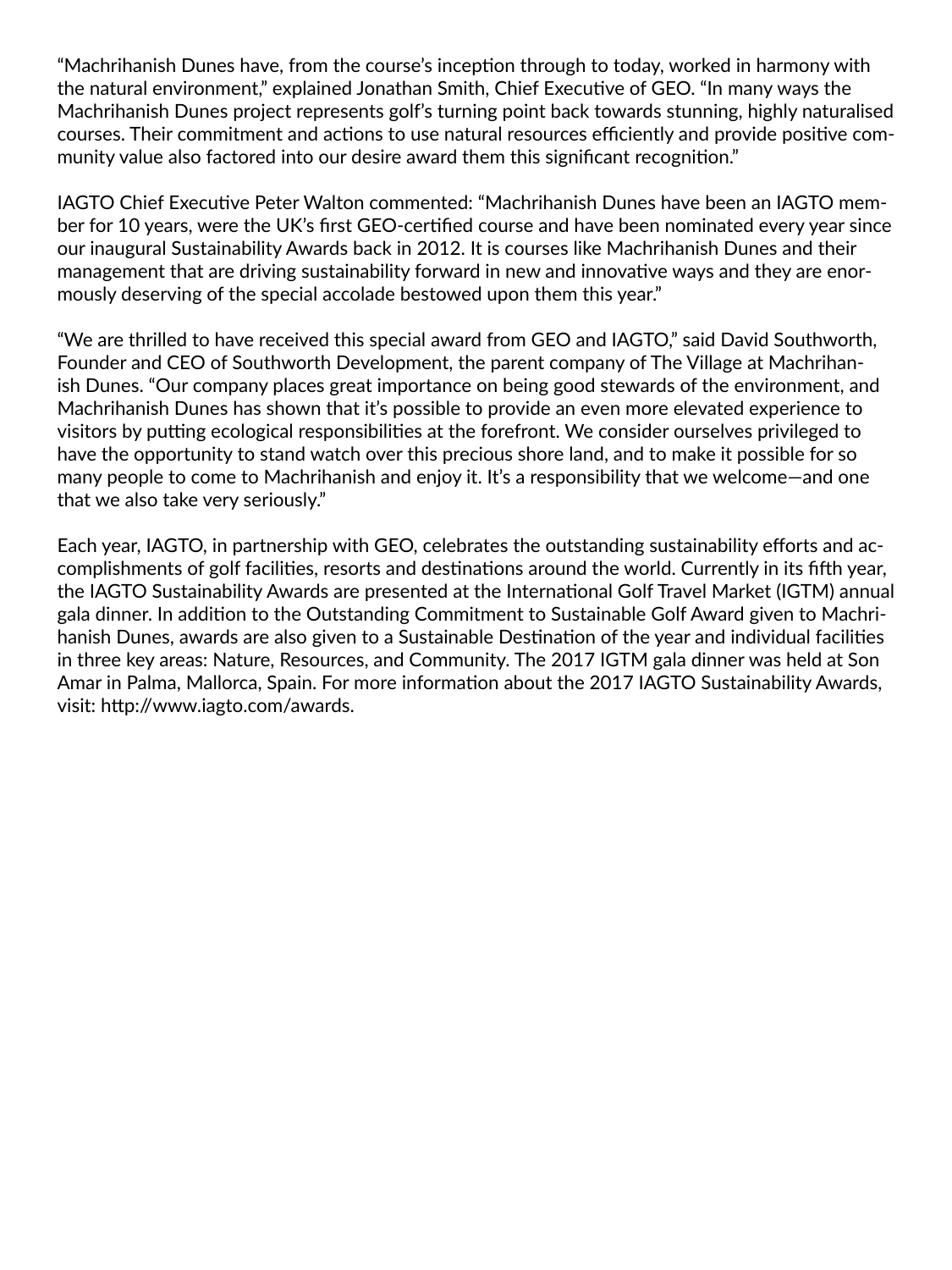"Machrihanish Dunes have, from the course's inception through to today, worked in harmony with the natural environment," explained Jonathan Smith, Chief Executive of GEO. "In many ways the Machrihanish Dunes project represents golf's turning point back towards stunning, highly naturalised courses. Their commitment and actions to use natural resources efficiently and provide positive community value also factored into our desire award them this significant recognition."

IAGTO Chief Executive Peter Walton commented: "Machrihanish Dunes have been an IAGTO member for 10 years, were the UK's first GEO-certified course and have been nominated every year since our inaugural Sustainability Awards back in 2012. It is courses like Machrihanish Dunes and their management that are driving sustainability forward in new and innovative ways and they are enormously deserving of the special accolade bestowed upon them this year."

"We are thrilled to have received this special award from GEO and IAGTO," said David Southworth, Founder and CEO of Southworth Development, the parent company of The Village at Machrihanish Dunes. "Our company places great importance on being good stewards of the environment, and Machrihanish Dunes has shown that it's possible to provide an even more elevated experience to visitors by putting ecological responsibilities at the forefront. We consider ourselves privileged to have the opportunity to stand watch over this precious shore land, and to make it possible for so many people to come to Machrihanish and enjoy it. It's a responsibility that we welcome—and one that we also take very seriously."

Each year, IAGTO, in partnership with GEO, celebrates the outstanding sustainability efforts and accomplishments of golf facilities, resorts and destinations around the world. Currently in its fifth year, the IAGTO Sustainability Awards are presented at the International Golf Travel Market (IGTM) annual gala dinner. In addition to the Outstanding Commitment to Sustainable Golf Award given to Machrihanish Dunes, awards are also given to a Sustainable Destination of the year and individual facilities in three key areas: Nature, Resources, and Community. The 2017 IGTM gala dinner was held at Son Amar in Palma, Mallorca, Spain. For more information about the 2017 IAGTO Sustainability Awards, visit: http://www.iagto.com/awards.